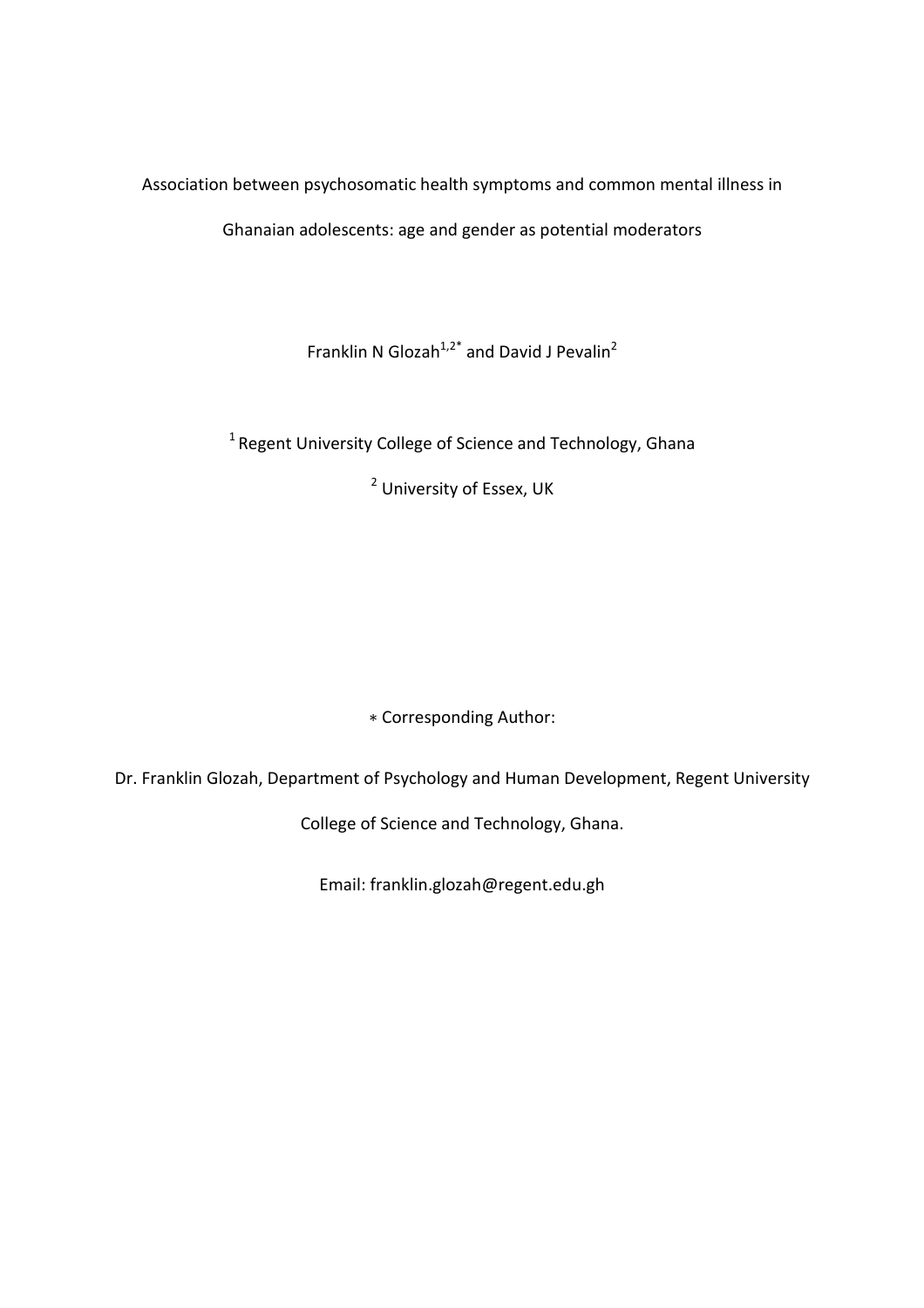# Association between psychosomatic health symptoms and common mental illness in Ghanaian adolescents: age and gender as potential moderators

Franklin N Glozah[1,2*] and David J Pevalin[2]

[1] Regent University College of Science and Technology, Ghana

[2] University of Essex, UK

* Corresponding Author:

Dr. Franklin Glozah, Department of Psychology and Human Development, Regent University College of Science and Technology, Ghana.

Email: franklin.glozah@regent.edu.gh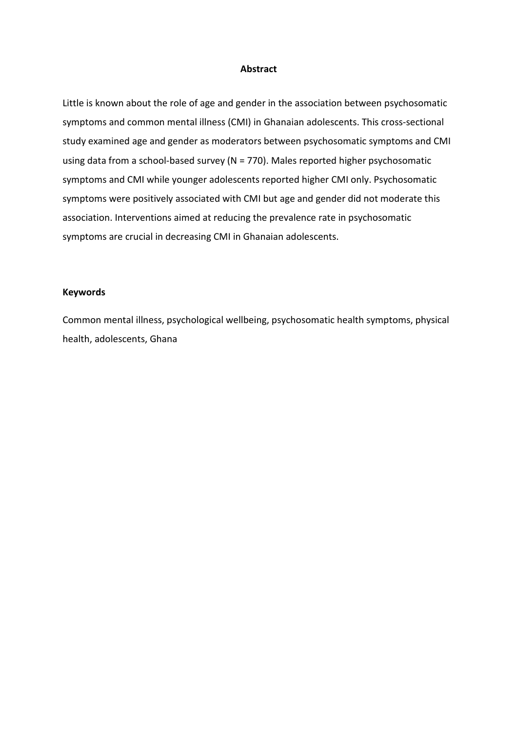## Abstract

Little is known about the role of age and gender in the association between psychosomatic symptoms and common mental illness (CMI) in Ghanaian adolescents. This cross-sectional study examined age and gender as moderators between psychosomatic symptoms and CMI using data from a school-based survey (N = 770). Males reported higher psychosomatic symptoms and CMI while younger adolescents reported higher CMI only. Psychosomatic symptoms were positively associated with CMI but age and gender did not moderate this association. Interventions aimed at reducing the prevalence rate in psychosomatic symptoms are crucial in decreasing CMI in Ghanaian adolescents.

### Keywords

Common mental illness, psychological wellbeing, psychosomatic health symptoms, physical health, adolescents, Ghana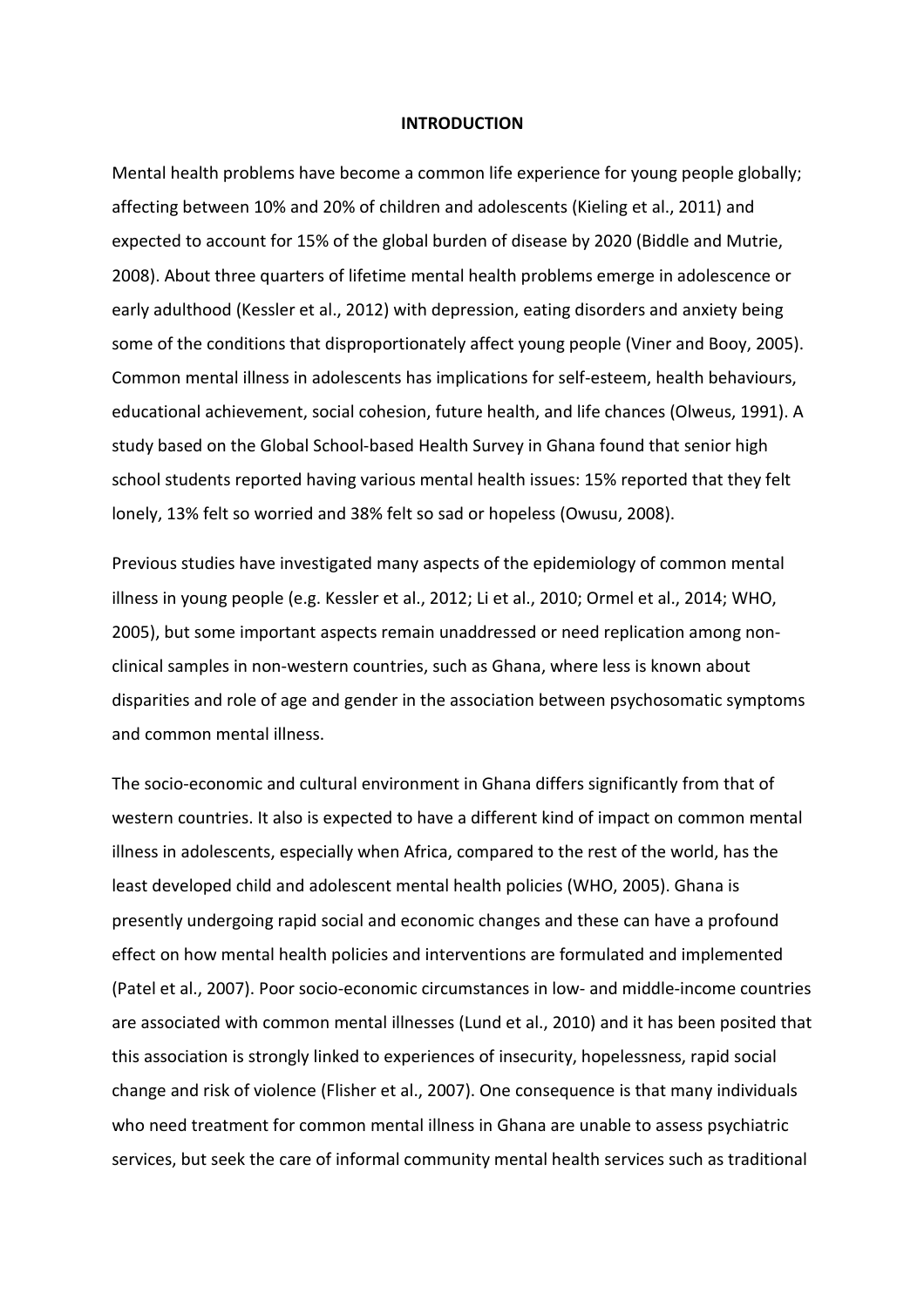## INTRODUCTION

Mental health problems have become a common life experience for young people globally; affecting between 10% and 20% of children and adolescents (Kieling et al., 2011) and expected to account for 15% of the global burden of disease by 2020 (Biddle and Mutrie, 2008). About three quarters of lifetime mental health problems emerge in adolescence or early adulthood (Kessler et al., 2012) with depression, eating disorders and anxiety being some of the conditions that disproportionately affect young people (Viner and Booy, 2005). Common mental illness in adolescents has implications for self-esteem, health behaviours, educational achievement, social cohesion, future health, and life chances (Olweus, 1991). A study based on the Global School-based Health Survey in Ghana found that senior high school students reported having various mental health issues: 15% reported that they felt lonely, 13% felt so worried and 38% felt so sad or hopeless (Owusu, 2008).

Previous studies have investigated many aspects of the epidemiology of common mental illness in young people (e.g. Kessler et al., 2012; Li et al., 2010; Ormel et al., 2014; WHO, 2005), but some important aspects remain unaddressed or need replication among non-clinical samples in non-western countries, such as Ghana, where less is known about disparities and role of age and gender in the association between psychosomatic symptoms and common mental illness.

The socio-economic and cultural environment in Ghana differs significantly from that of western countries. It also is expected to have a different kind of impact on common mental illness in adolescents, especially when Africa, compared to the rest of the world, has the least developed child and adolescent mental health policies (WHO, 2005). Ghana is presently undergoing rapid social and economic changes and these can have a profound effect on how mental health policies and interventions are formulated and implemented (Patel et al., 2007). Poor socio-economic circumstances in low- and middle-income countries are associated with common mental illnesses (Lund et al., 2010) and it has been posited that this association is strongly linked to experiences of insecurity, hopelessness, rapid social change and risk of violence (Flisher et al., 2007). One consequence is that many individuals who need treatment for common mental illness in Ghana are unable to assess psychiatric services, but seek the care of informal community mental health services such as traditional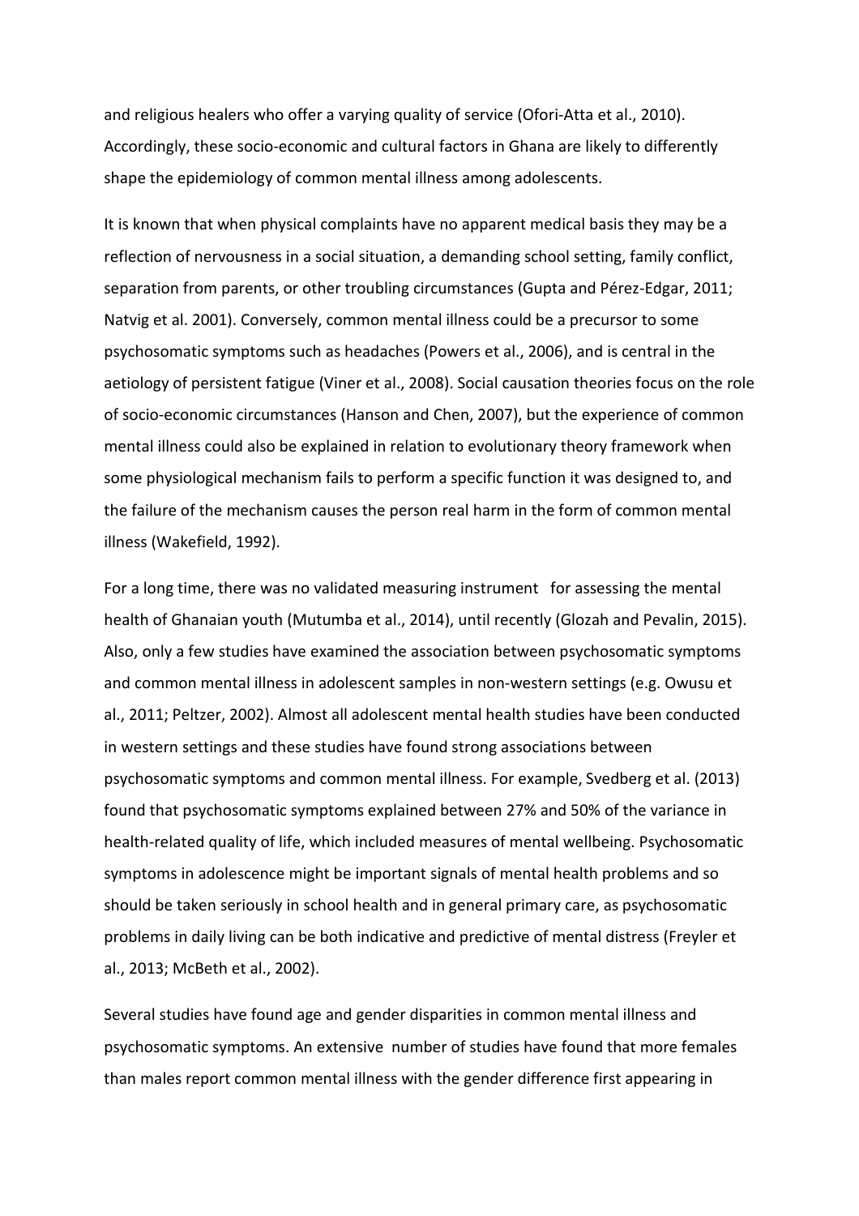and religious healers who offer a varying quality of service (Ofori-Atta et al., 2010). Accordingly, these socio-economic and cultural factors in Ghana are likely to differently shape the epidemiology of common mental illness among adolescents.

It is known that when physical complaints have no apparent medical basis they may be a reflection of nervousness in a social situation, a demanding school setting, family conflict, separation from parents, or other troubling circumstances (Gupta and Pérez-Edgar, 2011; Natvig et al. 2001). Conversely, common mental illness could be a precursor to some psychosomatic symptoms such as headaches (Powers et al., 2006), and is central in the aetiology of persistent fatigue (Viner et al., 2008). Social causation theories focus on the role of socio-economic circumstances (Hanson and Chen, 2007), but the experience of common mental illness could also be explained in relation to evolutionary theory framework when some physiological mechanism fails to perform a specific function it was designed to, and the failure of the mechanism causes the person real harm in the form of common mental illness (Wakefield, 1992).

For a long time, there was no validated measuring instrument for assessing the mental health of Ghanaian youth (Mutumba et al., 2014), until recently (Glozah and Pevalin, 2015). Also, only a few studies have examined the association between psychosomatic symptoms and common mental illness in adolescent samples in non-western settings (e.g. Owusu et al., 2011; Peltzer, 2002). Almost all adolescent mental health studies have been conducted in western settings and these studies have found strong associations between psychosomatic symptoms and common mental illness. For example, Svedberg et al. (2013) found that psychosomatic symptoms explained between 27% and 50% of the variance in health-related quality of life, which included measures of mental wellbeing. Psychosomatic symptoms in adolescence might be important signals of mental health problems and so should be taken seriously in school health and in general primary care, as psychosomatic problems in daily living can be both indicative and predictive of mental distress (Freyler et al., 2013; McBeth et al., 2002).

Several studies have found age and gender disparities in common mental illness and psychosomatic symptoms. An extensive number of studies have found that more females than males report common mental illness with the gender difference first appearing in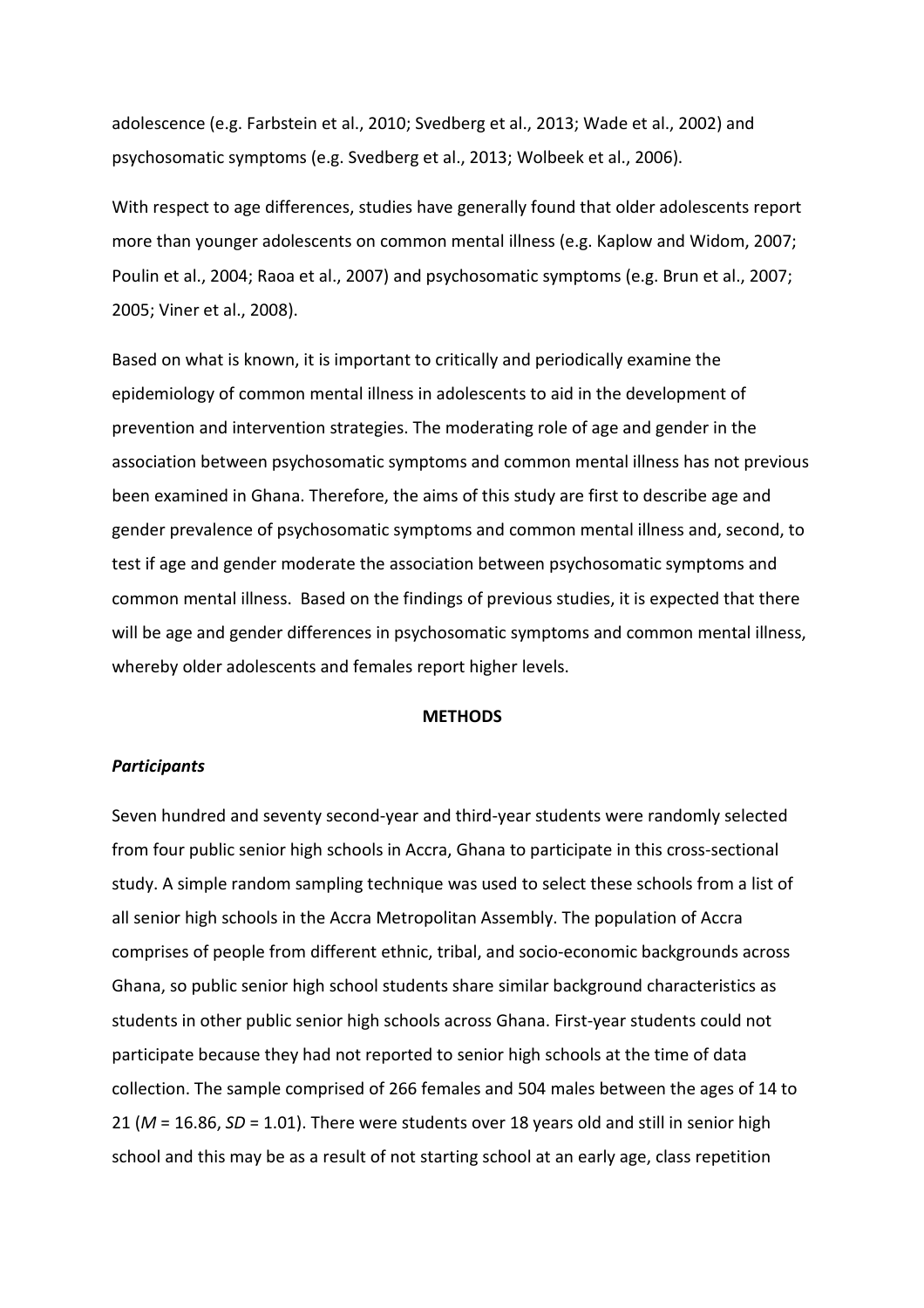adolescence (e.g. Farbstein et al., 2010; Svedberg et al., 2013; Wade et al., 2002) and psychosomatic symptoms (e.g. Svedberg et al., 2013; Wolbeek et al., 2006).

With respect to age differences, studies have generally found that older adolescents report more than younger adolescents on common mental illness (e.g. Kaplow and Widom, 2007; Poulin et al., 2004; Raoa et al., 2007) and psychosomatic symptoms (e.g. Brun et al., 2007; 2005; Viner et al., 2008).

Based on what is known, it is important to critically and periodically examine the epidemiology of common mental illness in adolescents to aid in the development of prevention and intervention strategies. The moderating role of age and gender in the association between psychosomatic symptoms and common mental illness has not previous been examined in Ghana. Therefore, the aims of this study are first to describe age and gender prevalence of psychosomatic symptoms and common mental illness and, second, to test if age and gender moderate the association between psychosomatic symptoms and common mental illness. Based on the findings of previous studies, it is expected that there will be age and gender differences in psychosomatic symptoms and common mental illness, whereby older adolescents and females report higher levels.

## METHODS

### *Participants*

Seven hundred and seventy second-year and third-year students were randomly selected from four public senior high schools in Accra, Ghana to participate in this cross-sectional study. A simple random sampling technique was used to select these schools from a list of all senior high schools in the Accra Metropolitan Assembly. The population of Accra comprises of people from different ethnic, tribal, and socio-economic backgrounds across Ghana, so public senior high school students share similar background characteristics as students in other public senior high schools across Ghana. First-year students could not participate because they had not reported to senior high schools at the time of data collection. The sample comprised of 266 females and 504 males between the ages of 14 to 21 ($M$ = 16.86, $SD$ = 1.01). There were students over 18 years old and still in senior high school and this may be as a result of not starting school at an early age, class repetition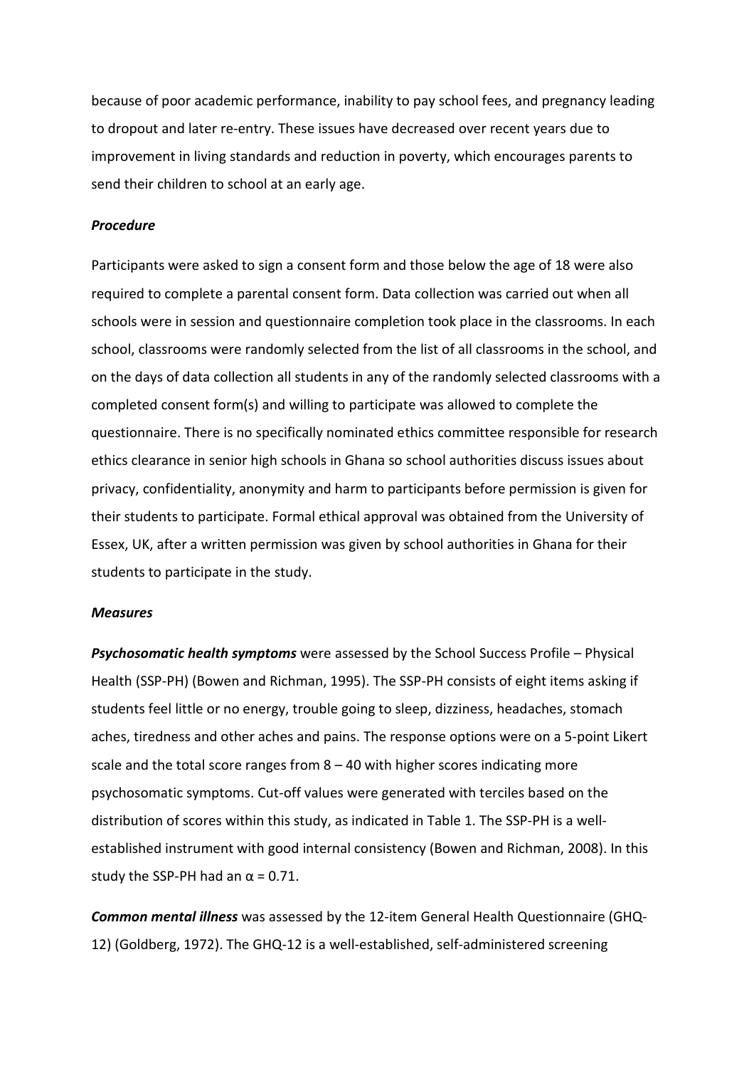because of poor academic performance, inability to pay school fees, and pregnancy leading to dropout and later re-entry. These issues have decreased over recent years due to improvement in living standards and reduction in poverty, which encourages parents to send their children to school at an early age.

### *Procedure*

Participants were asked to sign a consent form and those below the age of 18 were also required to complete a parental consent form. Data collection was carried out when all schools were in session and questionnaire completion took place in the classrooms. In each school, classrooms were randomly selected from the list of all classrooms in the school, and on the days of data collection all students in any of the randomly selected classrooms with a completed consent form(s) and willing to participate was allowed to complete the questionnaire. There is no specifically nominated ethics committee responsible for research ethics clearance in senior high schools in Ghana so school authorities discuss issues about privacy, confidentiality, anonymity and harm to participants before permission is given for their students to participate. Formal ethical approval was obtained from the University of Essex, UK, after a written permission was given by school authorities in Ghana for their students to participate in the study.

### *Measures*

***Psychosomatic health symptoms*** were assessed by the School Success Profile – Physical Health (SSP-PH) (Bowen and Richman, 1995). The SSP-PH consists of eight items asking if students feel little or no energy, trouble going to sleep, dizziness, headaches, stomach aches, tiredness and other aches and pains. The response options were on a 5-point Likert scale and the total score ranges from 8 – 40 with higher scores indicating more psychosomatic symptoms. Cut-off values were generated with terciles based on the distribution of scores within this study, as indicated in Table 1. The SSP-PH is a well-established instrument with good internal consistency (Bowen and Richman, 2008). In this study the SSP-PH had an $\alpha = 0.71$.

***Common mental illness*** was assessed by the 12-item General Health Questionnaire (GHQ-12) (Goldberg, 1972). The GHQ-12 is a well-established, self-administered screening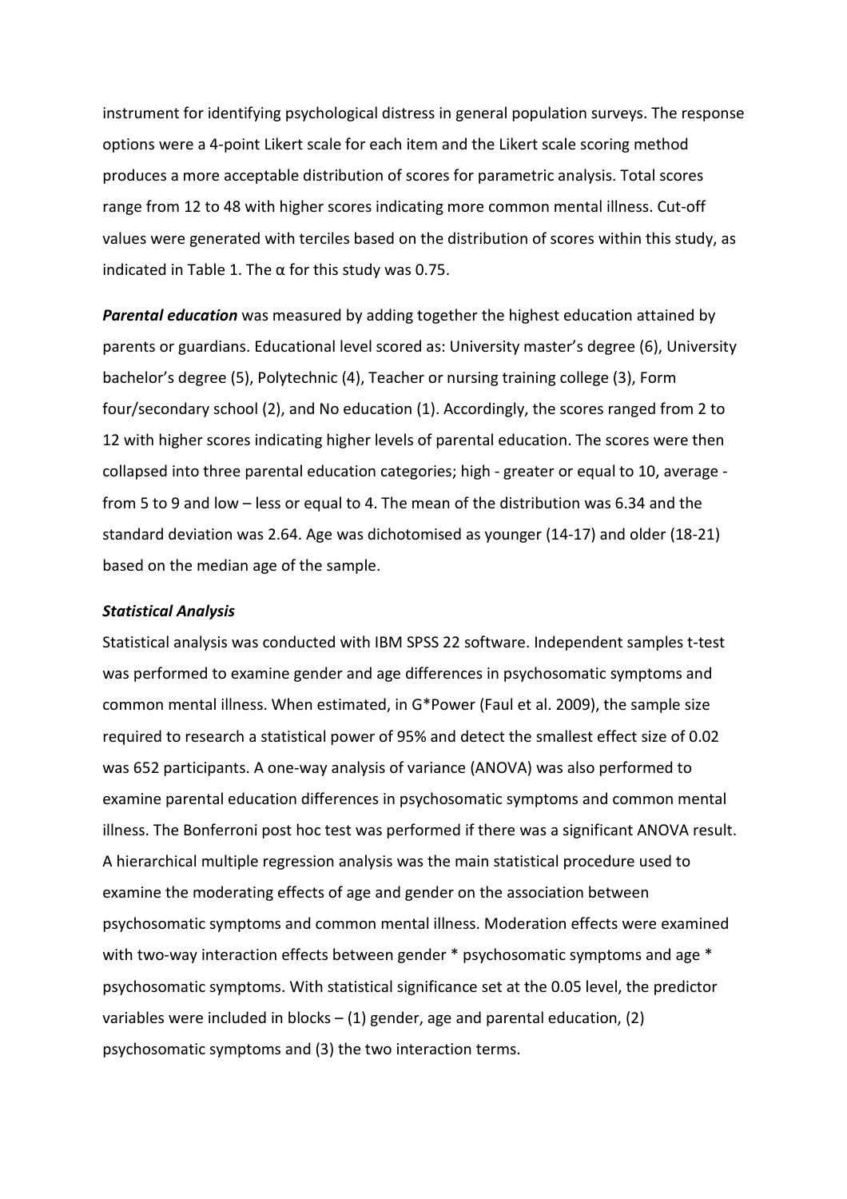instrument for identifying psychological distress in general population surveys. The response options were a 4-point Likert scale for each item and the Likert scale scoring method produces a more acceptable distribution of scores for parametric analysis. Total scores range from 12 to 48 with higher scores indicating more common mental illness. Cut-off values were generated with terciles based on the distribution of scores within this study, as indicated in Table 1. The α for this study was 0.75.

***Parental education*** was measured by adding together the highest education attained by parents or guardians. Educational level scored as: University master's degree (6), University bachelor's degree (5), Polytechnic (4), Teacher or nursing training college (3), Form four/secondary school (2), and No education (1). Accordingly, the scores ranged from 2 to 12 with higher scores indicating higher levels of parental education. The scores were then collapsed into three parental education categories; high - greater or equal to 10, average - from 5 to 9 and low – less or equal to 4. The mean of the distribution was 6.34 and the standard deviation was 2.64. Age was dichotomised as younger (14-17) and older (18-21) based on the median age of the sample.

***Statistical Analysis***

Statistical analysis was conducted with IBM SPSS 22 software. Independent samples t-test was performed to examine gender and age differences in psychosomatic symptoms and common mental illness. When estimated, in G*Power (Faul et al. 2009), the sample size required to research a statistical power of 95% and detect the smallest effect size of 0.02 was 652 participants. A one-way analysis of variance (ANOVA) was also performed to examine parental education differences in psychosomatic symptoms and common mental illness. The Bonferroni post hoc test was performed if there was a significant ANOVA result. A hierarchical multiple regression analysis was the main statistical procedure used to examine the moderating effects of age and gender on the association between psychosomatic symptoms and common mental illness. Moderation effects were examined with two-way interaction effects between gender * psychosomatic symptoms and age * psychosomatic symptoms. With statistical significance set at the 0.05 level, the predictor variables were included in blocks – (1) gender, age and parental education, (2) psychosomatic symptoms and (3) the two interaction terms.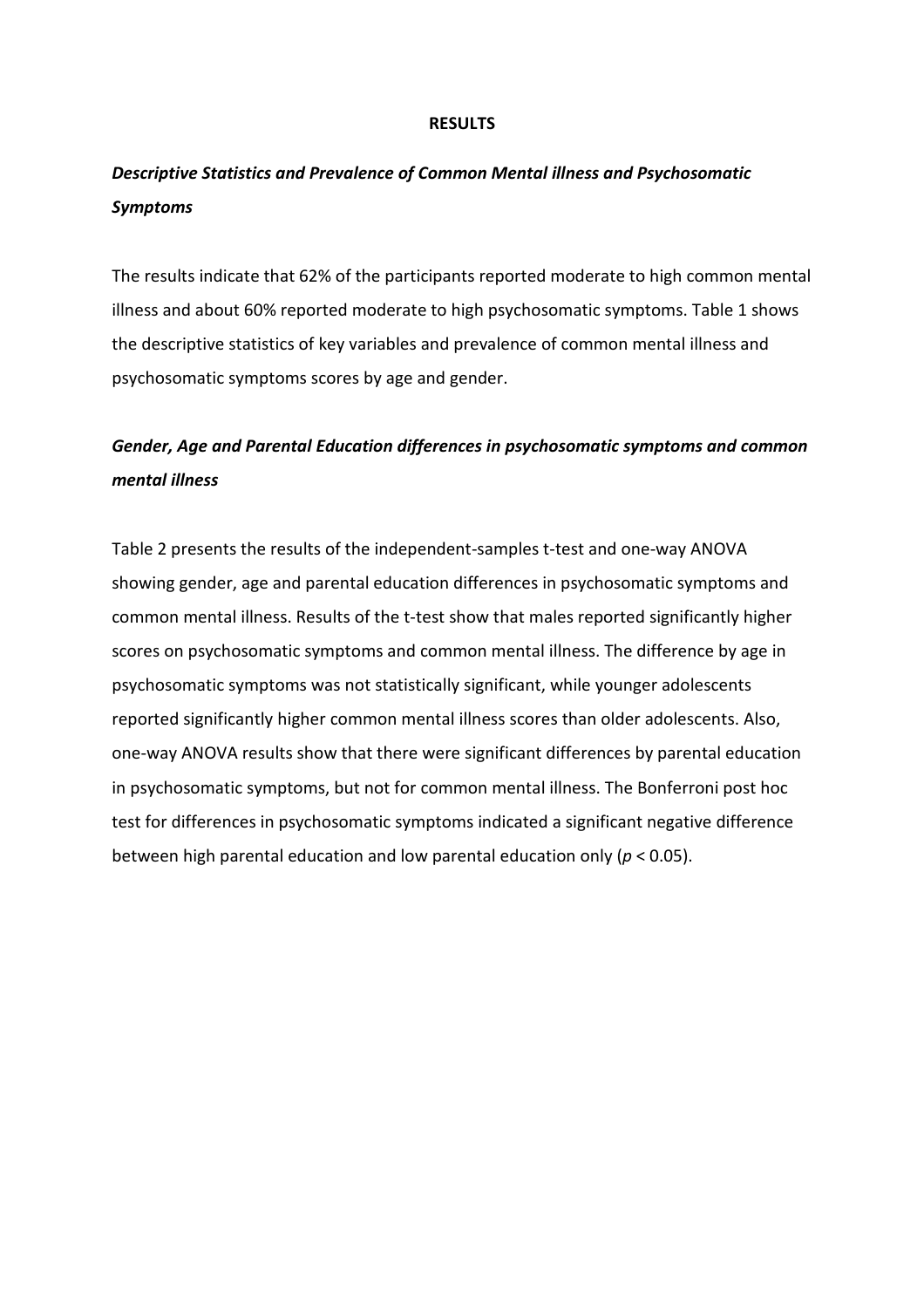## RESULTS

### *Descriptive Statistics and Prevalence of Common Mental illness and Psychosomatic Symptoms*

The results indicate that 62% of the participants reported moderate to high common mental illness and about 60% reported moderate to high psychosomatic symptoms. Table 1 shows the descriptive statistics of key variables and prevalence of common mental illness and psychosomatic symptoms scores by age and gender.

### *Gender, Age and Parental Education differences in psychosomatic symptoms and common mental illness*

Table 2 presents the results of the independent-samples t-test and one-way ANOVA showing gender, age and parental education differences in psychosomatic symptoms and common mental illness. Results of the t-test show that males reported significantly higher scores on psychosomatic symptoms and common mental illness. The difference by age in psychosomatic symptoms was not statistically significant, while younger adolescents reported significantly higher common mental illness scores than older adolescents. Also, one-way ANOVA results show that there were significant differences by parental education in psychosomatic symptoms, but not for common mental illness. The Bonferroni post hoc test for differences in psychosomatic symptoms indicated a significant negative difference between high parental education and low parental education only ($p < 0.05$).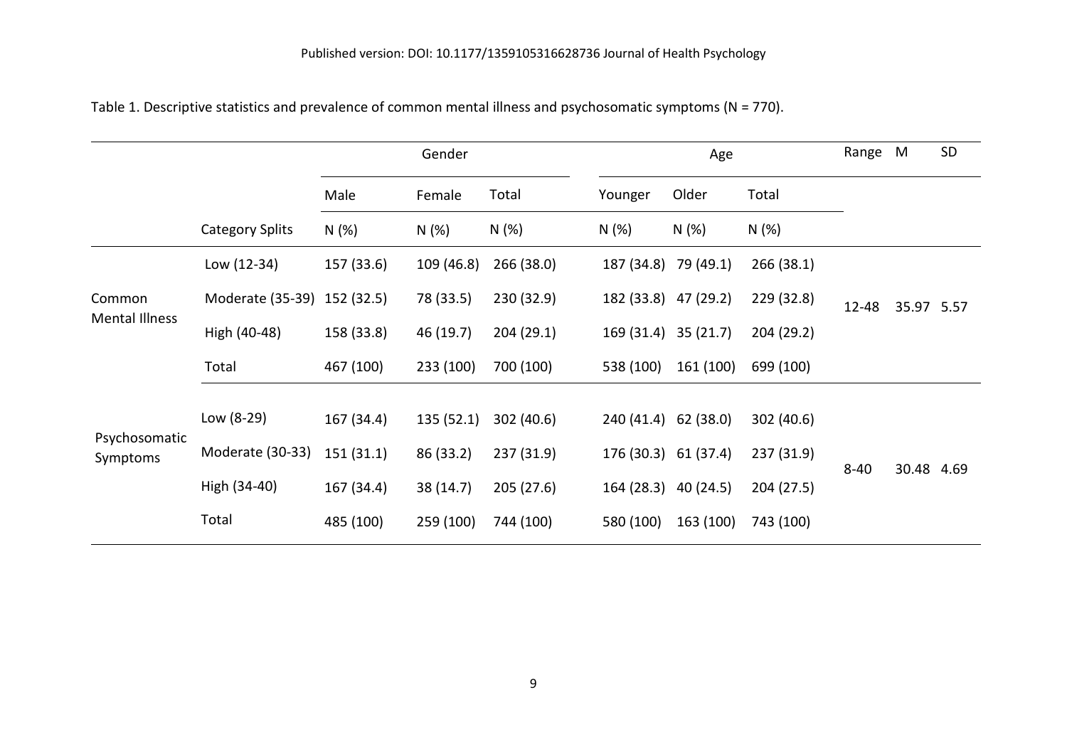Table 1. Descriptive statistics and prevalence of common mental illness and psychosomatic symptoms (N = 770).

| | | Gender | | | Age | | | Range | M | SD |
|---|---|---|---|---|---|---|---|---|---|---|
| | | Male | Female | Total | Younger | Older | Total | | | |
| | Category Splits | N (%) | N (%) | N (%) | N (%) | N (%) | N (%) | | | |
| Common Mental Illness | Low (12-34) | 157 (33.6) | 109 (46.8) | 266 (38.0) | 187 (34.8) | 79 (49.1) | 266 (38.1) | 12-48 | 35.97 | 5.57 |
| | Moderate (35-39) | 152 (32.5) | 78 (33.5) | 230 (32.9) | 182 (33.8) | 47 (29.2) | 229 (32.8) | | | |
| | High (40-48) | 158 (33.8) | 46 (19.7) | 204 (29.1) | 169 (31.4) | 35 (21.7) | 204 (29.2) | | | |
| | Total | 467 (100) | 233 (100) | 700 (100) | 538 (100) | 161 (100) | 699 (100) | | | |
| Psychosomatic Symptoms | Low (8-29) | 167 (34.4) | 135 (52.1) | 302 (40.6) | 240 (41.4) | 62 (38.0) | 302 (40.6) | 8-40 | 30.48 | 4.69 |
| | Moderate (30-33) | 151 (31.1) | 86 (33.2) | 237 (31.9) | 176 (30.3) | 61 (37.4) | 237 (31.9) | | | |
| | High (34-40) | 167 (34.4) | 38 (14.7) | 205 (27.6) | 164 (28.3) | 40 (24.5) | 204 (27.5) | | | |
| | Total | 485 (100) | 259 (100) | 744 (100) | 580 (100) | 163 (100) | 743 (100) | | | |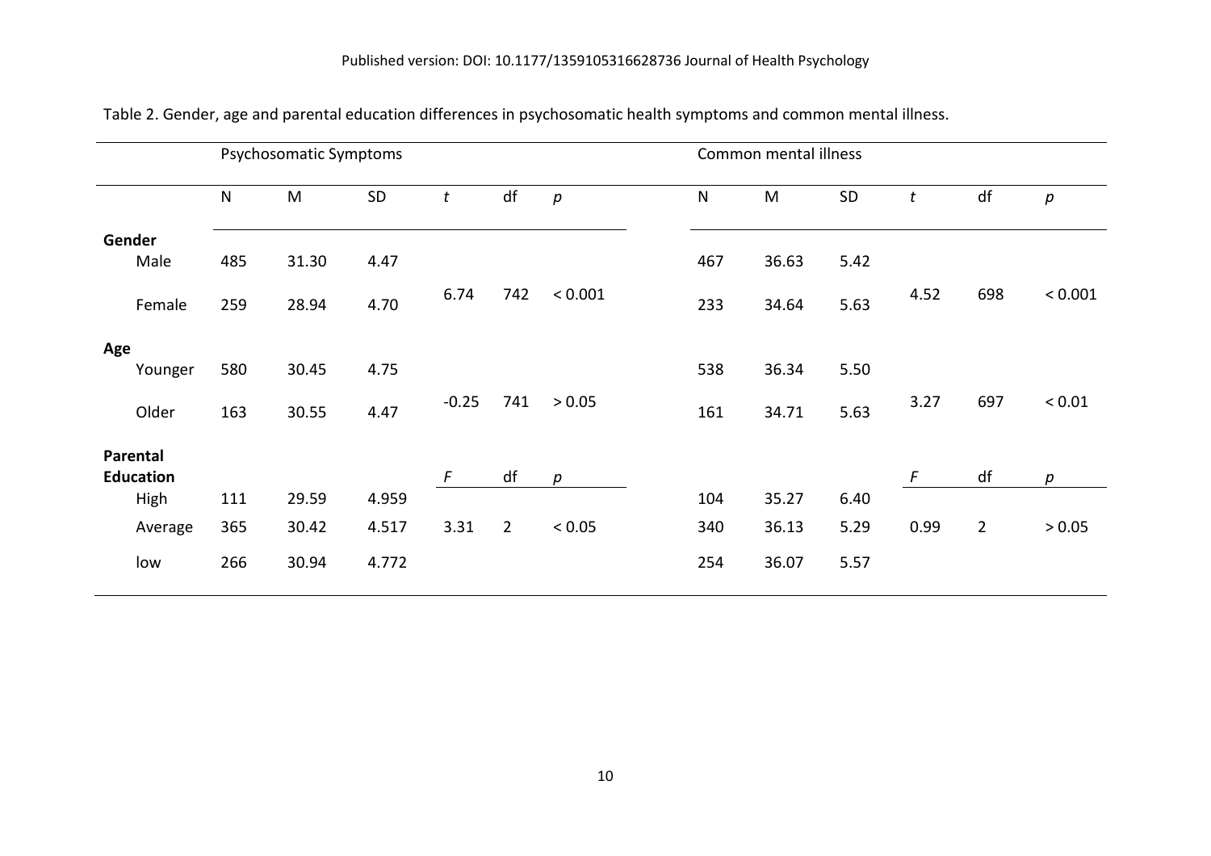Table 2. Gender, age and parental education differences in psychosomatic health symptoms and common mental illness.

| | Psychosomatic Symptoms | | | | | | Common mental illness | | | | | |
|---|---|---|---|---|---|---|---|---|---|---|---|---|
| | N | M | SD | *t* | df | *p* | N | M | SD | *t* | df | *p* |
| **Gender** | | | | | | | | | | | | |
| Male | 485 | 31.30 | 4.47 | 6.74 | 742 | < 0.001 | 467 | 36.63 | 5.42 | 4.52 | 698 | < 0.001 |
| Female | 259 | 28.94 | 4.70 | | | | 233 | 34.64 | 5.63 | | | |
| **Age** | | | | | | | | | | | | |
| Younger | 580 | 30.45 | 4.75 | -0.25 | 741 | > 0.05 | 538 | 36.34 | 5.50 | 3.27 | 697 | < 0.01 |
| Older | 163 | 30.55 | 4.47 | | | | 161 | 34.71 | 5.63 | | | |
| **Parental Education** | | | | *F* | df | *p* | | | | *F* | df | *p* |
| High | 111 | 29.59 | 4.959 | 3.31 | 2 | < 0.05 | 104 | 35.27 | 6.40 | 0.99 | 2 | > 0.05 |
| Average | 365 | 30.42 | 4.517 | | | | 340 | 36.13 | 5.29 | | | |
| low | 266 | 30.94 | 4.772 | | | | 254 | 36.07 | 5.57 | | | |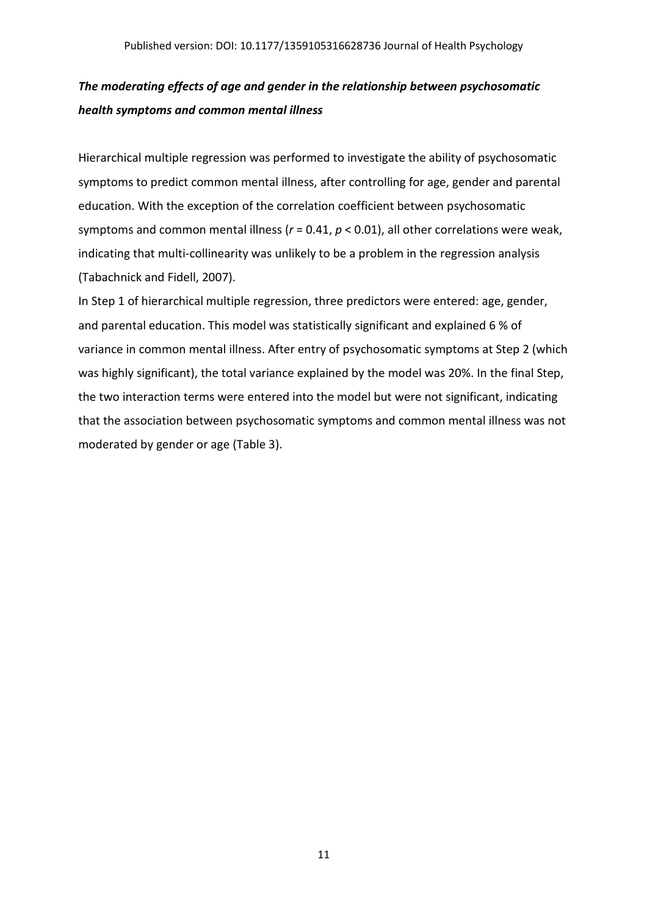### *The moderating effects of age and gender in the relationship between psychosomatic health symptoms and common mental illness*

Hierarchical multiple regression was performed to investigate the ability of psychosomatic symptoms to predict common mental illness, after controlling for age, gender and parental education. With the exception of the correlation coefficient between psychosomatic symptoms and common mental illness ($r$ = 0.41, $p$ < 0.01), all other correlations were weak, indicating that multi-collinearity was unlikely to be a problem in the regression analysis (Tabachnick and Fidell, 2007).

In Step 1 of hierarchical multiple regression, three predictors were entered: age, gender, and parental education. This model was statistically significant and explained 6 % of variance in common mental illness. After entry of psychosomatic symptoms at Step 2 (which was highly significant), the total variance explained by the model was 20%. In the final Step, the two interaction terms were entered into the model but were not significant, indicating that the association between psychosomatic symptoms and common mental illness was not moderated by gender or age (Table 3).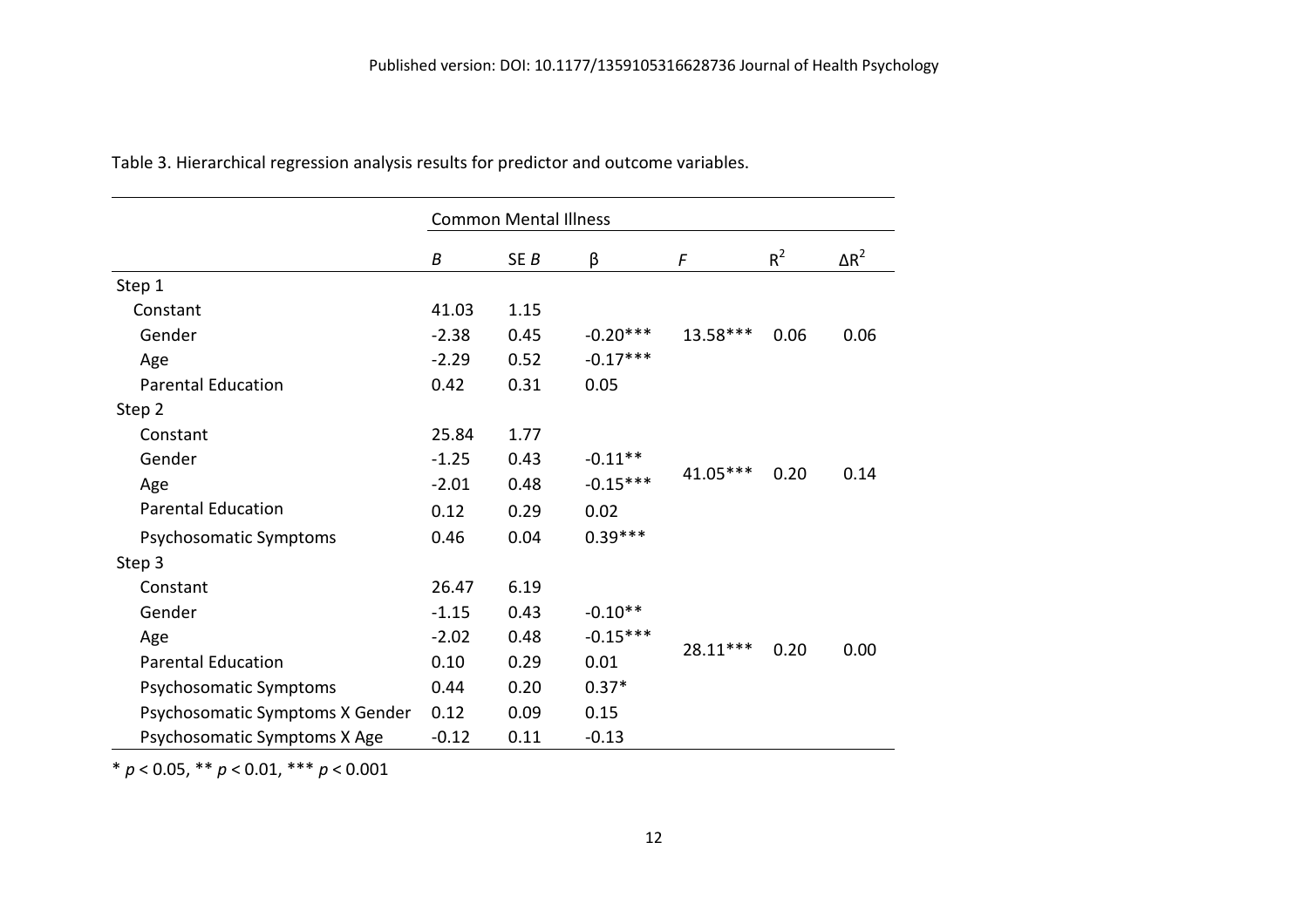Table 3. Hierarchical regression analysis results for predictor and outcome variables.

| | Common Mental Illness | | | | | |
|---|---|---|---|---|---|---|
| | *B* | SE *B* | β | *F* | $R^2$ | $\Delta R^2$ |
| Step 1 | | | | | | |
| Constant | 41.03 | 1.15 | | | | |
| Gender | -2.38 | 0.45 | -0.20*** | 13.58*** | 0.06 | 0.06 |
| Age | -2.29 | 0.52 | -0.17*** | | | |
| Parental Education | 0.42 | 0.31 | 0.05 | | | |
| Step 2 | | | | | | |
| Constant | 25.84 | 1.77 | | | | |
| Gender | -1.25 | 0.43 | -0.11** | 41.05*** | 0.20 | 0.14 |
| Age | -2.01 | 0.48 | -0.15*** | | | |
| Parental Education | 0.12 | 0.29 | 0.02 | | | |
| Psychosomatic Symptoms | 0.46 | 0.04 | 0.39*** | | | |
| Step 3 | | | | | | |
| Constant | 26.47 | 6.19 | | | | |
| Gender | -1.15 | 0.43 | -0.10** | | | |
| Age | -2.02 | 0.48 | -0.15*** | 28.11*** | 0.20 | 0.00 |
| Parental Education | 0.10 | 0.29 | 0.01 | | | |
| Psychosomatic Symptoms | 0.44 | 0.20 | 0.37* | | | |
| Psychosomatic Symptoms X Gender | 0.12 | 0.09 | 0.15 | | | |
| Psychosomatic Symptoms X Age | -0.12 | 0.11 | -0.13 | | | |

* $p < 0.05$, ** $p < 0.01$, *** $p < 0.001$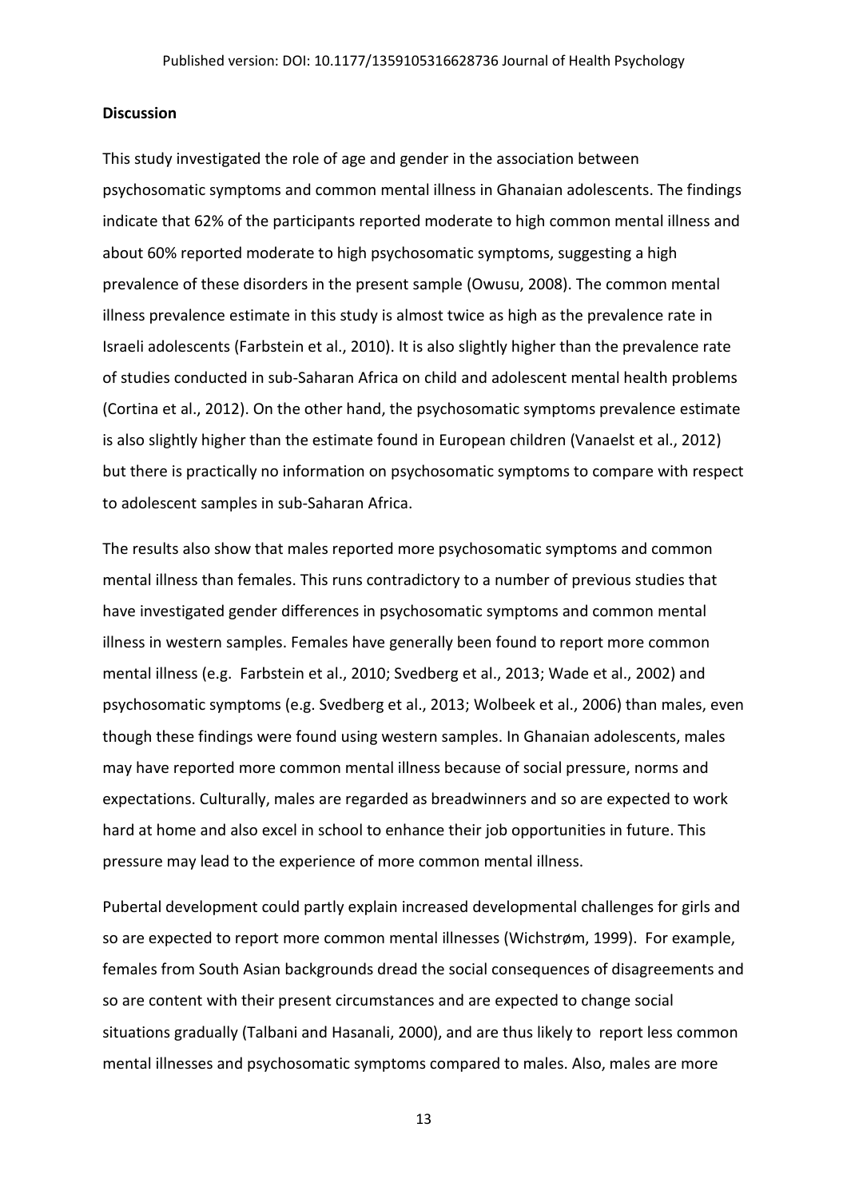## Discussion

This study investigated the role of age and gender in the association between psychosomatic symptoms and common mental illness in Ghanaian adolescents. The findings indicate that 62% of the participants reported moderate to high common mental illness and about 60% reported moderate to high psychosomatic symptoms, suggesting a high prevalence of these disorders in the present sample (Owusu, 2008). The common mental illness prevalence estimate in this study is almost twice as high as the prevalence rate in Israeli adolescents (Farbstein et al., 2010). It is also slightly higher than the prevalence rate of studies conducted in sub-Saharan Africa on child and adolescent mental health problems (Cortina et al., 2012). On the other hand, the psychosomatic symptoms prevalence estimate is also slightly higher than the estimate found in European children (Vanaelst et al., 2012) but there is practically no information on psychosomatic symptoms to compare with respect to adolescent samples in sub-Saharan Africa.

The results also show that males reported more psychosomatic symptoms and common mental illness than females. This runs contradictory to a number of previous studies that have investigated gender differences in psychosomatic symptoms and common mental illness in western samples. Females have generally been found to report more common mental illness (e.g. Farbstein et al., 2010; Svedberg et al., 2013; Wade et al., 2002) and psychosomatic symptoms (e.g. Svedberg et al., 2013; Wolbeek et al., 2006) than males, even though these findings were found using western samples. In Ghanaian adolescents, males may have reported more common mental illness because of social pressure, norms and expectations. Culturally, males are regarded as breadwinners and so are expected to work hard at home and also excel in school to enhance their job opportunities in future. This pressure may lead to the experience of more common mental illness.

Pubertal development could partly explain increased developmental challenges for girls and so are expected to report more common mental illnesses (Wichstrøm, 1999). For example, females from South Asian backgrounds dread the social consequences of disagreements and so are content with their present circumstances and are expected to change social situations gradually (Talbani and Hasanali, 2000), and are thus likely to report less common mental illnesses and psychosomatic symptoms compared to males. Also, males are more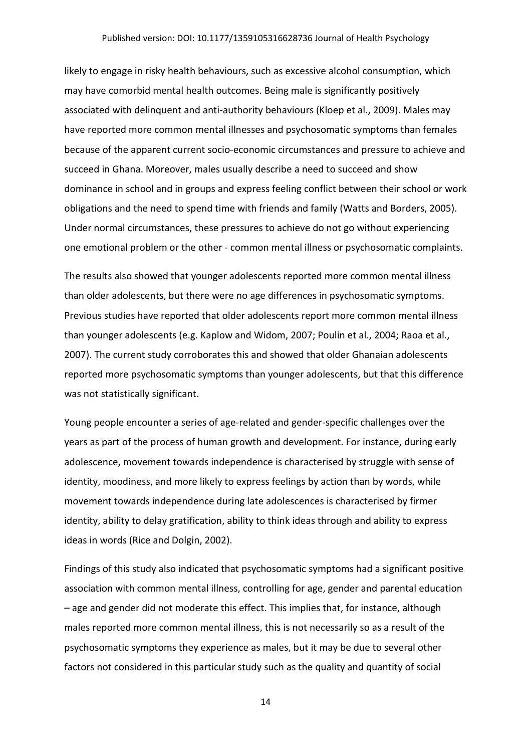likely to engage in risky health behaviours, such as excessive alcohol consumption, which may have comorbid mental health outcomes. Being male is significantly positively associated with delinquent and anti-authority behaviours (Kloep et al., 2009). Males may have reported more common mental illnesses and psychosomatic symptoms than females because of the apparent current socio-economic circumstances and pressure to achieve and succeed in Ghana. Moreover, males usually describe a need to succeed and show dominance in school and in groups and express feeling conflict between their school or work obligations and the need to spend time with friends and family (Watts and Borders, 2005). Under normal circumstances, these pressures to achieve do not go without experiencing one emotional problem or the other - common mental illness or psychosomatic complaints.

The results also showed that younger adolescents reported more common mental illness than older adolescents, but there were no age differences in psychosomatic symptoms. Previous studies have reported that older adolescents report more common mental illness than younger adolescents (e.g. Kaplow and Widom, 2007; Poulin et al., 2004; Raoa et al., 2007). The current study corroborates this and showed that older Ghanaian adolescents reported more psychosomatic symptoms than younger adolescents, but that this difference was not statistically significant.

Young people encounter a series of age-related and gender-specific challenges over the years as part of the process of human growth and development. For instance, during early adolescence, movement towards independence is characterised by struggle with sense of identity, moodiness, and more likely to express feelings by action than by words, while movement towards independence during late adolescences is characterised by firmer identity, ability to delay gratification, ability to think ideas through and ability to express ideas in words (Rice and Dolgin, 2002).

Findings of this study also indicated that psychosomatic symptoms had a significant positive association with common mental illness, controlling for age, gender and parental education – age and gender did not moderate this effect. This implies that, for instance, although males reported more common mental illness, this is not necessarily so as a result of the psychosomatic symptoms they experience as males, but it may be due to several other factors not considered in this particular study such as the quality and quantity of social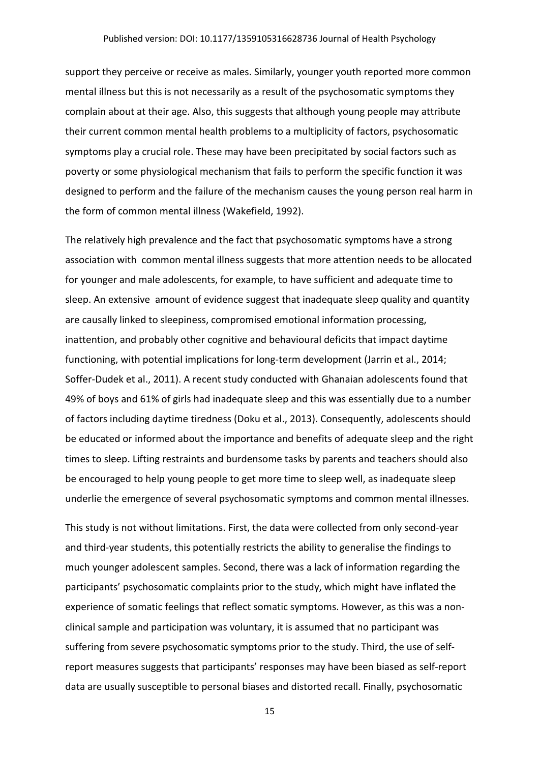support they perceive or receive as males. Similarly, younger youth reported more common mental illness but this is not necessarily as a result of the psychosomatic symptoms they complain about at their age. Also, this suggests that although young people may attribute their current common mental health problems to a multiplicity of factors, psychosomatic symptoms play a crucial role. These may have been precipitated by social factors such as poverty or some physiological mechanism that fails to perform the specific function it was designed to perform and the failure of the mechanism causes the young person real harm in the form of common mental illness (Wakefield, 1992).

The relatively high prevalence and the fact that psychosomatic symptoms have a strong association with common mental illness suggests that more attention needs to be allocated for younger and male adolescents, for example, to have sufficient and adequate time to sleep. An extensive amount of evidence suggest that inadequate sleep quality and quantity are causally linked to sleepiness, compromised emotional information processing, inattention, and probably other cognitive and behavioural deficits that impact daytime functioning, with potential implications for long-term development (Jarrin et al., 2014; Soffer-Dudek et al., 2011). A recent study conducted with Ghanaian adolescents found that 49% of boys and 61% of girls had inadequate sleep and this was essentially due to a number of factors including daytime tiredness (Doku et al., 2013). Consequently, adolescents should be educated or informed about the importance and benefits of adequate sleep and the right times to sleep. Lifting restraints and burdensome tasks by parents and teachers should also be encouraged to help young people to get more time to sleep well, as inadequate sleep underlie the emergence of several psychosomatic symptoms and common mental illnesses.

This study is not without limitations. First, the data were collected from only second-year and third-year students, this potentially restricts the ability to generalise the findings to much younger adolescent samples. Second, there was a lack of information regarding the participants' psychosomatic complaints prior to the study, which might have inflated the experience of somatic feelings that reflect somatic symptoms. However, as this was a non-clinical sample and participation was voluntary, it is assumed that no participant was suffering from severe psychosomatic symptoms prior to the study. Third, the use of self-report measures suggests that participants' responses may have been biased as self-report data are usually susceptible to personal biases and distorted recall. Finally, psychosomatic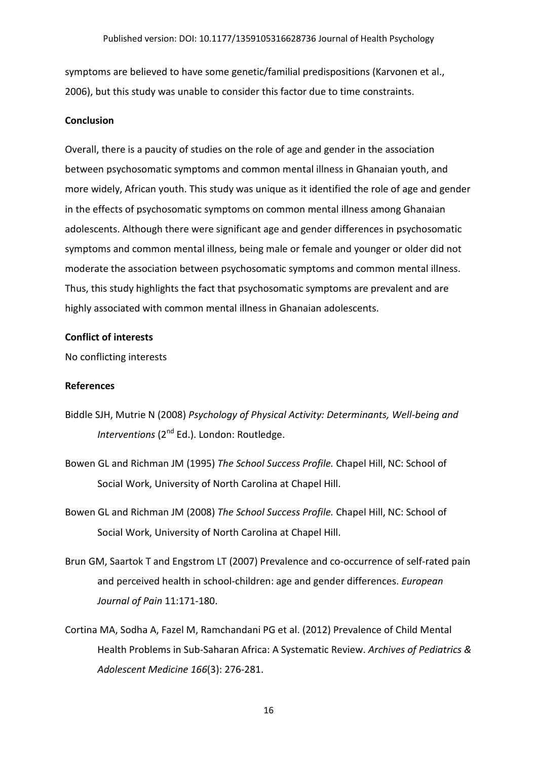symptoms are believed to have some genetic/familial predispositions (Karvonen et al., 2006), but this study was unable to consider this factor due to time constraints.

**Conclusion**

Overall, there is a paucity of studies on the role of age and gender in the association between psychosomatic symptoms and common mental illness in Ghanaian youth, and more widely, African youth. This study was unique as it identified the role of age and gender in the effects of psychosomatic symptoms on common mental illness among Ghanaian adolescents. Although there were significant age and gender differences in psychosomatic symptoms and common mental illness, being male or female and younger or older did not moderate the association between psychosomatic symptoms and common mental illness. Thus, this study highlights the fact that psychosomatic symptoms are prevalent and are highly associated with common mental illness in Ghanaian adolescents.

**Conflict of interests**

No conflicting interests

**References**

Biddle SJH, Mutrie N (2008) *Psychology of Physical Activity: Determinants, Well-being and Interventions* (2nd Ed.). London: Routledge.

Bowen GL and Richman JM (1995) *The School Success Profile.* Chapel Hill, NC: School of Social Work, University of North Carolina at Chapel Hill.

Bowen GL and Richman JM (2008) *The School Success Profile.* Chapel Hill, NC: School of Social Work, University of North Carolina at Chapel Hill.

Brun GM, Saartok T and Engstrom LT (2007) Prevalence and co-occurrence of self-rated pain and perceived health in school-children: age and gender differences. *European Journal of Pain* 11:171-180.

Cortina MA, Sodha A, Fazel M, Ramchandani PG et al. (2012) Prevalence of Child Mental Health Problems in Sub-Saharan Africa: A Systematic Review. *Archives of Pediatrics & Adolescent Medicine 166*(3): 276-281.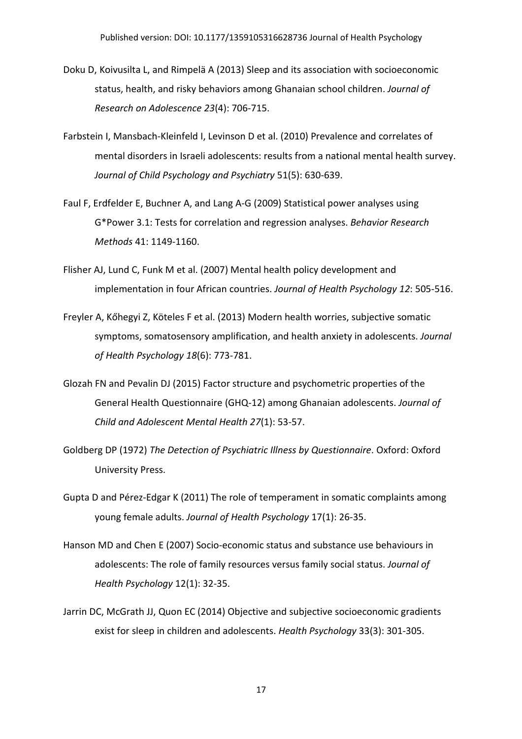Doku D, Koivusilta L, and Rimpelä A (2013) Sleep and its association with socioeconomic status, health, and risky behaviors among Ghanaian school children. *Journal of Research on Adolescence 23*(4): 706-715.

Farbstein I, Mansbach-Kleinfeld I, Levinson D et al. (2010) Prevalence and correlates of mental disorders in Israeli adolescents: results from a national mental health survey. *Journal of Child Psychology and Psychiatry* 51(5): 630-639.

Faul F, Erdfelder E, Buchner A, and Lang A-G (2009) Statistical power analyses using G*Power 3.1: Tests for correlation and regression analyses. *Behavior Research Methods* 41: 1149-1160.

Flisher AJ, Lund C, Funk M et al. (2007) Mental health policy development and implementation in four African countries. *Journal of Health Psychology 12*: 505-516.

Freyler A, Kőhegyi Z, Köteles F et al. (2013) Modern health worries, subjective somatic symptoms, somatosensory amplification, and health anxiety in adolescents. *Journal of Health Psychology 18*(6): 773-781.

Glozah FN and Pevalin DJ (2015) Factor structure and psychometric properties of the General Health Questionnaire (GHQ-12) among Ghanaian adolescents. *Journal of Child and Adolescent Mental Health 27*(1): 53-57.

Goldberg DP (1972) *The Detection of Psychiatric Illness by Questionnaire*. Oxford: Oxford University Press.

Gupta D and Pérez-Edgar K (2011) The role of temperament in somatic complaints among young female adults. *Journal of Health Psychology* 17(1): 26-35.

Hanson MD and Chen E (2007) Socio-economic status and substance use behaviours in adolescents: The role of family resources versus family social status. *Journal of Health Psychology* 12(1): 32-35.

Jarrin DC, McGrath JJ, Quon EC (2014) Objective and subjective socioeconomic gradients exist for sleep in children and adolescents. *Health Psychology* 33(3): 301-305.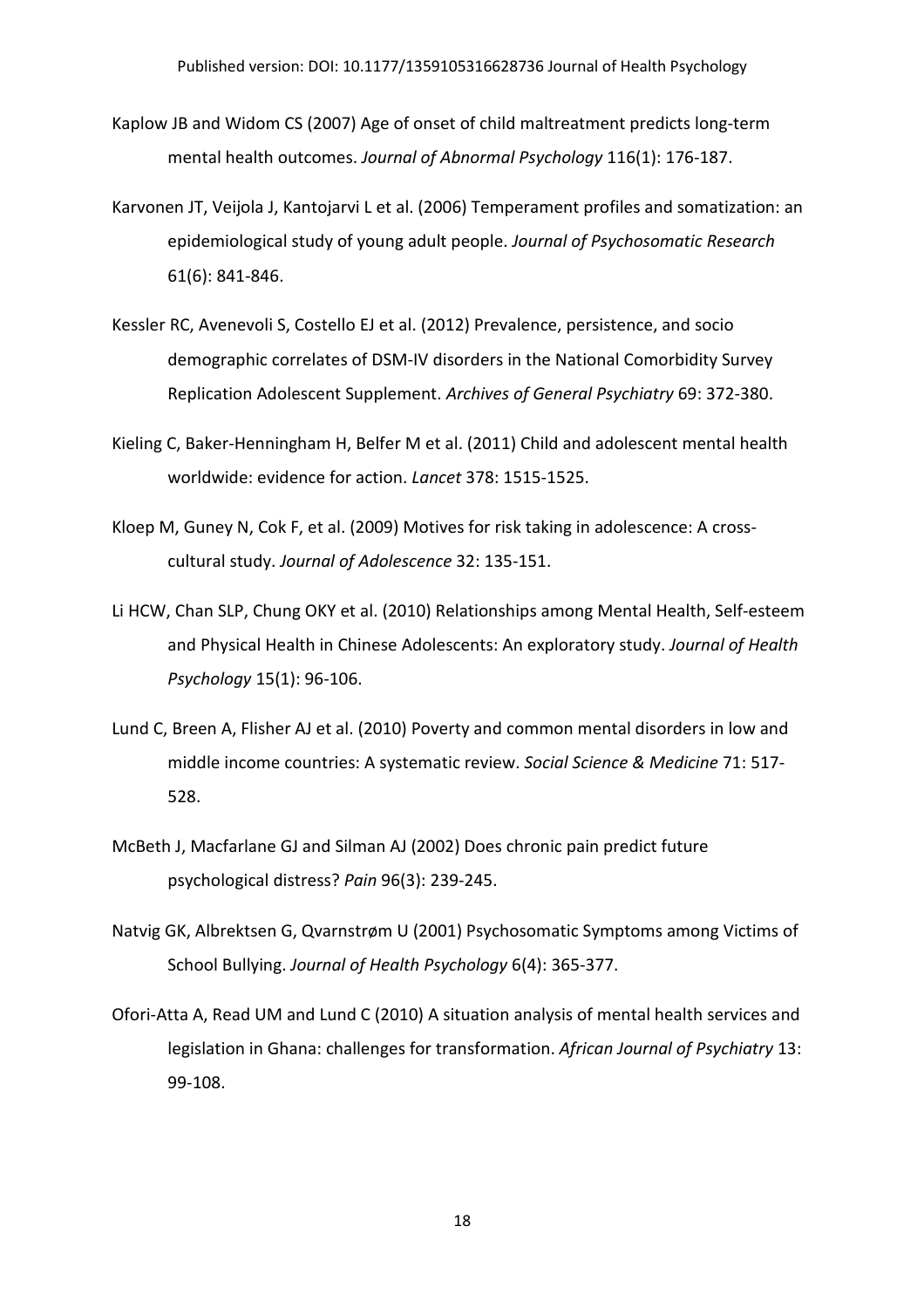Kaplow JB and Widom CS (2007) Age of onset of child maltreatment predicts long-term mental health outcomes. *Journal of Abnormal Psychology* 116(1): 176-187.

Karvonen JT, Veijola J, Kantojarvi L et al. (2006) Temperament profiles and somatization: an epidemiological study of young adult people. *Journal of Psychosomatic Research* 61(6): 841-846.

Kessler RC, Avenevoli S, Costello EJ et al. (2012) Prevalence, persistence, and socio demographic correlates of DSM-IV disorders in the National Comorbidity Survey Replication Adolescent Supplement. *Archives of General Psychiatry* 69: 372-380.

Kieling C, Baker-Henningham H, Belfer M et al. (2011) Child and adolescent mental health worldwide: evidence for action. *Lancet* 378: 1515-1525.

Kloep M, Guney N, Cok F, et al. (2009) Motives for risk taking in adolescence: A cross-cultural study. *Journal of Adolescence* 32: 135-151.

Li HCW, Chan SLP, Chung OKY et al. (2010) Relationships among Mental Health, Self-esteem and Physical Health in Chinese Adolescents: An exploratory study. *Journal of Health Psychology* 15(1): 96-106.

Lund C, Breen A, Flisher AJ et al. (2010) Poverty and common mental disorders in low and middle income countries: A systematic review. *Social Science & Medicine* 71: 517-528.

McBeth J, Macfarlane GJ and Silman AJ (2002) Does chronic pain predict future psychological distress? *Pain* 96(3): 239-245.

Natvig GK, Albrektsen G, Qvarnstrøm U (2001) Psychosomatic Symptoms among Victims of School Bullying. *Journal of Health Psychology* 6(4): 365-377.

Ofori-Atta A, Read UM and Lund C (2010) A situation analysis of mental health services and legislation in Ghana: challenges for transformation. *African Journal of Psychiatry* 13: 99-108.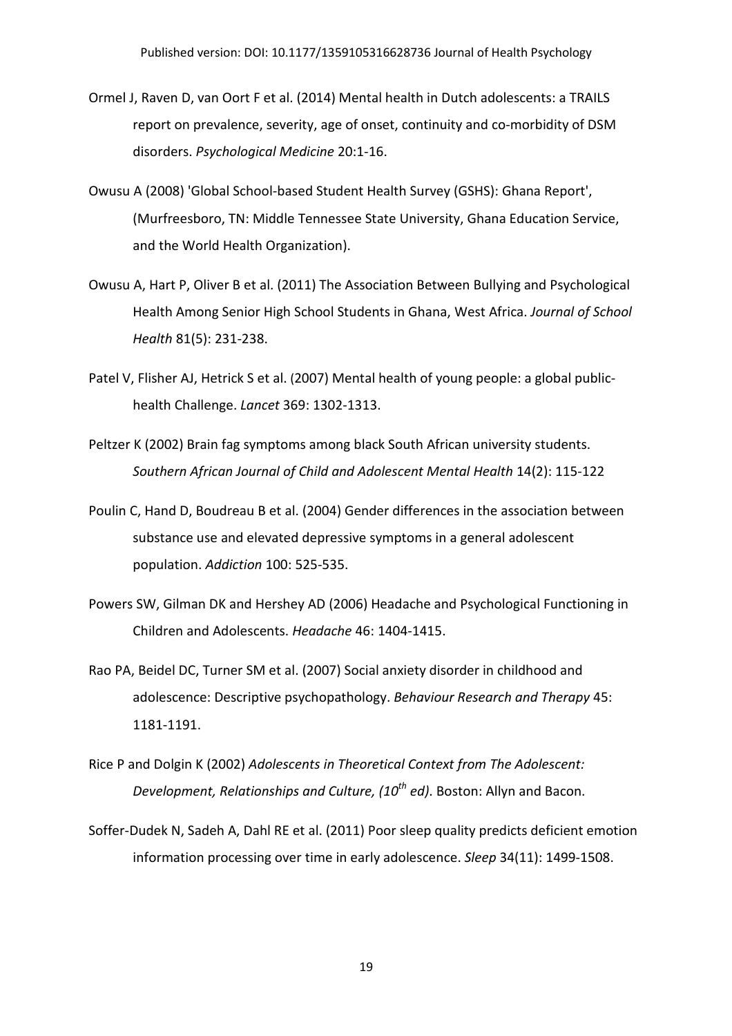Ormel J, Raven D, van Oort F et al. (2014) Mental health in Dutch adolescents: a TRAILS report on prevalence, severity, age of onset, continuity and co-morbidity of DSM disorders. *Psychological Medicine* 20:1-16.

Owusu A (2008) 'Global School-based Student Health Survey (GSHS): Ghana Report', (Murfreesboro, TN: Middle Tennessee State University, Ghana Education Service, and the World Health Organization).

Owusu A, Hart P, Oliver B et al. (2011) The Association Between Bullying and Psychological Health Among Senior High School Students in Ghana, West Africa. *Journal of School Health* 81(5): 231-238.

Patel V, Flisher AJ, Hetrick S et al. (2007) Mental health of young people: a global public-health Challenge. *Lancet* 369: 1302-1313.

Peltzer K (2002) Brain fag symptoms among black South African university students. *Southern African Journal of Child and Adolescent Mental Health* 14(2): 115-122

Poulin C, Hand D, Boudreau B et al. (2004) Gender differences in the association between substance use and elevated depressive symptoms in a general adolescent population. *Addiction* 100: 525-535.

Powers SW, Gilman DK and Hershey AD (2006) Headache and Psychological Functioning in Children and Adolescents. *Headache* 46: 1404-1415.

Rao PA, Beidel DC, Turner SM et al. (2007) Social anxiety disorder in childhood and adolescence: Descriptive psychopathology. *Behaviour Research and Therapy* 45: 1181-1191.

Rice P and Dolgin K (2002) *Adolescents in Theoretical Context from The Adolescent: Development, Relationships and Culture, (10th ed)*. Boston: Allyn and Bacon.

Soffer-Dudek N, Sadeh A, Dahl RE et al. (2011) Poor sleep quality predicts deficient emotion information processing over time in early adolescence. *Sleep* 34(11): 1499-1508.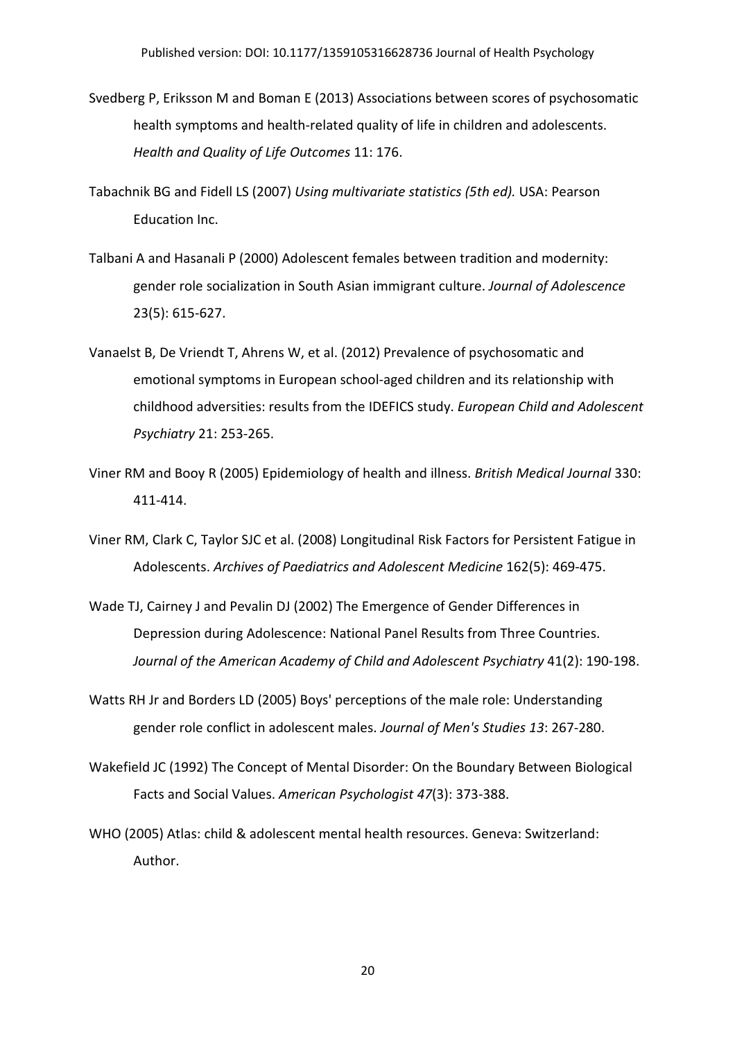Svedberg P, Eriksson M and Boman E (2013) Associations between scores of psychosomatic health symptoms and health-related quality of life in children and adolescents. *Health and Quality of Life Outcomes* 11: 176.

Tabachnik BG and Fidell LS (2007) *Using multivariate statistics (5th ed).* USA: Pearson Education Inc.

Talbani A and Hasanali P (2000) Adolescent females between tradition and modernity: gender role socialization in South Asian immigrant culture. *Journal of Adolescence* 23(5): 615-627.

Vanaelst B, De Vriendt T, Ahrens W, et al. (2012) Prevalence of psychosomatic and emotional symptoms in European school-aged children and its relationship with childhood adversities: results from the IDEFICS study. *European Child and Adolescent Psychiatry* 21: 253-265.

Viner RM and Booy R (2005) Epidemiology of health and illness. *British Medical Journal* 330: 411-414.

Viner RM, Clark C, Taylor SJC et al. (2008) Longitudinal Risk Factors for Persistent Fatigue in Adolescents. *Archives of Paediatrics and Adolescent Medicine* 162(5): 469-475.

Wade TJ, Cairney J and Pevalin DJ (2002) The Emergence of Gender Differences in Depression during Adolescence: National Panel Results from Three Countries. *Journal of the American Academy of Child and Adolescent Psychiatry* 41(2): 190-198.

Watts RH Jr and Borders LD (2005) Boys' perceptions of the male role: Understanding gender role conflict in adolescent males. *Journal of Men's Studies 13*: 267-280.

Wakefield JC (1992) The Concept of Mental Disorder: On the Boundary Between Biological Facts and Social Values. *American Psychologist 47*(3): 373-388.

WHO (2005) Atlas: child & adolescent mental health resources. Geneva: Switzerland: Author.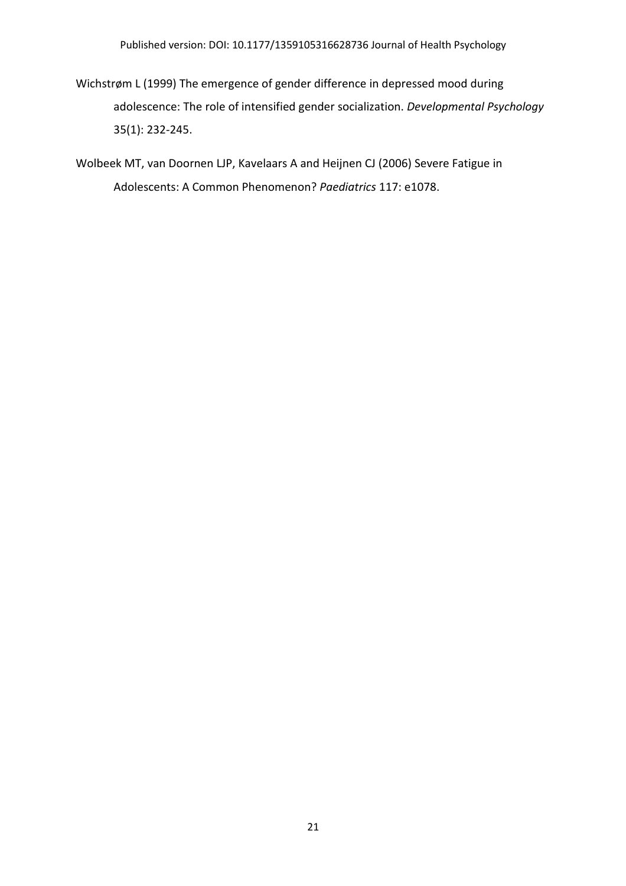Wichstrøm L (1999) The emergence of gender difference in depressed mood during adolescence: The role of intensified gender socialization. *Developmental Psychology* 35(1): 232-245.

Wolbeek MT, van Doornen LJP, Kavelaars A and Heijnen CJ (2006) Severe Fatigue in Adolescents: A Common Phenomenon? *Paediatrics* 117: e1078.